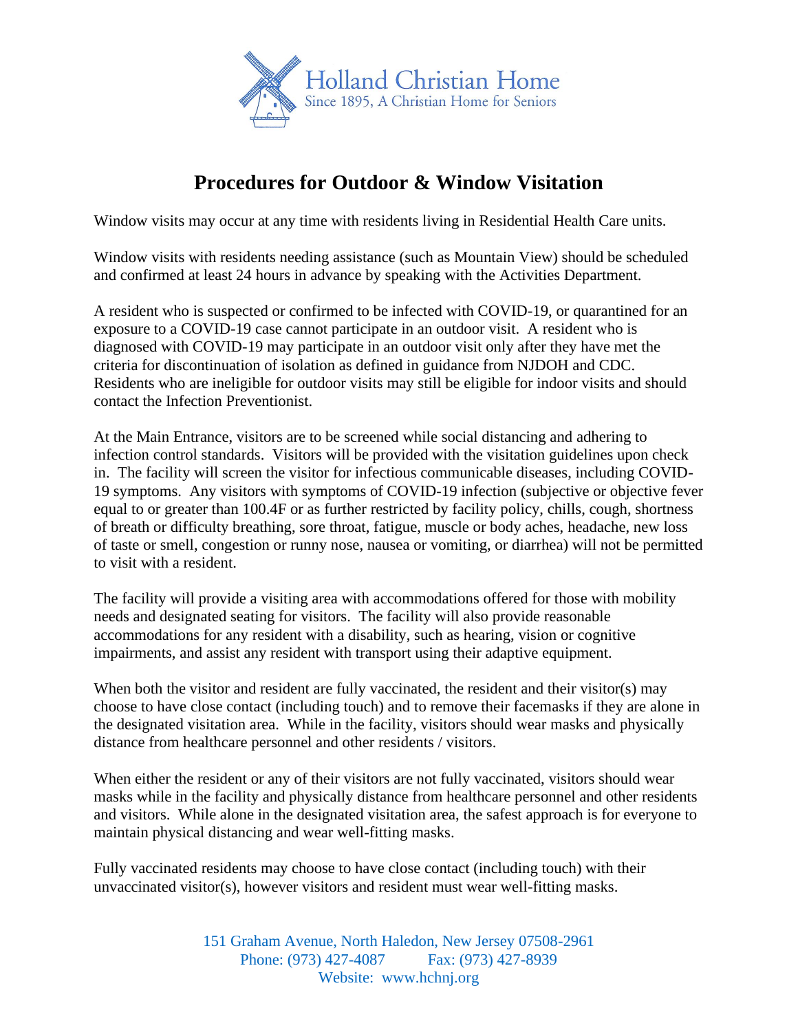Holland Christian Home

Since 1895, A Christian Home for Seniors

# Procedures for Outdoor & Window Visitation

Window visits may occur at any time with residents living in Residential Health Care units.

Window visits with residents needing assistance (such as Mountain View) should be scheduled and confirmed at least 24 hours in advance by speaking with the Activities Department.

A resident who is suspected or confirmed to be infected with COVID-19, or quarantined for an exposure to a COVID-19 case cannot participate in an outdoor visit. A resident who is diagnosed with COVID-19 may participate in an outdoor visit only after they have met the criteria for discontinuation of isolation as defined in guidance from NJDOH and CDC. Residents who are ineligible for outdoor visits may still be eligible for indoor visits and should contact the Infection Preventionist.

At the Main Entrance, visitors are to be screened while social distancing and adhering to infection control standards. Visitors will be provided with the visitation guidelines upon check in. The facility will screen the visitor for infectious communicable diseases, including COVID-19 symptoms. Any visitors with symptoms of COVID-19 infection (subjective or objective fever equal to or greater than 100.4F or as further restricted by facility policy, chills, cough, shortness of breath or difficulty breathing, sore throat, fatigue, muscle or body aches, headache, new loss of taste or smell, congestion or runny nose, nausea or vomiting, or diarrhea) will not be permitted to visit with a resident.

The facility will provide a visiting area with accommodations offered for those with mobility needs and designated seating for visitors. The facility will also provide reasonable accommodations for any resident with a disability, such as hearing, vision or cognitive impairments, and assist any resident with transport using their adaptive equipment.

When both the visitor and resident are fully vaccinated, the resident and their visitor(s) may choose to have close contact (including touch) and to remove their facemasks if they are alone in the designated visitation area. While in the facility, visitors should wear masks and physically distance from healthcare personnel and other residents / visitors.

When either the resident or any of their visitors are not fully vaccinated, visitors should wear masks while in the facility and physically distance from healthcare personnel and other residents and visitors. While alone in the designated visitation area, the safest approach is for everyone to maintain physical distancing and wear well-fitting masks.

Fully vaccinated residents may choose to have close contact (including touch) with their unvaccinated visitor(s), however visitors and resident must wear well-fitting masks.

151 Graham Avenue, North Haledon, New Jersey 07508-2961
Phone: (973) 427-4087 Fax: (973) 427-8939
Website: www.hchnj.org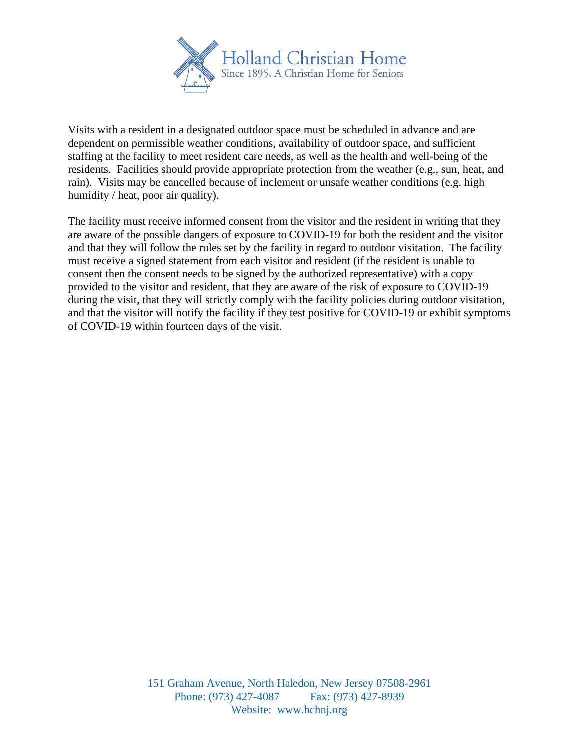Visits with a resident in a designated outdoor space must be scheduled in advance and are dependent on permissible weather conditions, availability of outdoor space, and sufficient staffing at the facility to meet resident care needs, as well as the health and well-being of the residents. Facilities should provide appropriate protection from the weather (e.g., sun, heat, and rain). Visits may be cancelled because of inclement or unsafe weather conditions (e.g. high humidity / heat, poor air quality).

The facility must receive informed consent from the visitor and the resident in writing that they are aware of the possible dangers of exposure to COVID-19 for both the resident and the visitor and that they will follow the rules set by the facility in regard to outdoor visitation. The facility must receive a signed statement from each visitor and resident (if the resident is unable to consent then the consent needs to be signed by the authorized representative) with a copy provided to the visitor and resident, that they are aware of the risk of exposure to COVID-19 during the visit, that they will strictly comply with the facility policies during outdoor visitation, and that the visitor will notify the facility if they test positive for COVID-19 or exhibit symptoms of COVID-19 within fourteen days of the visit.